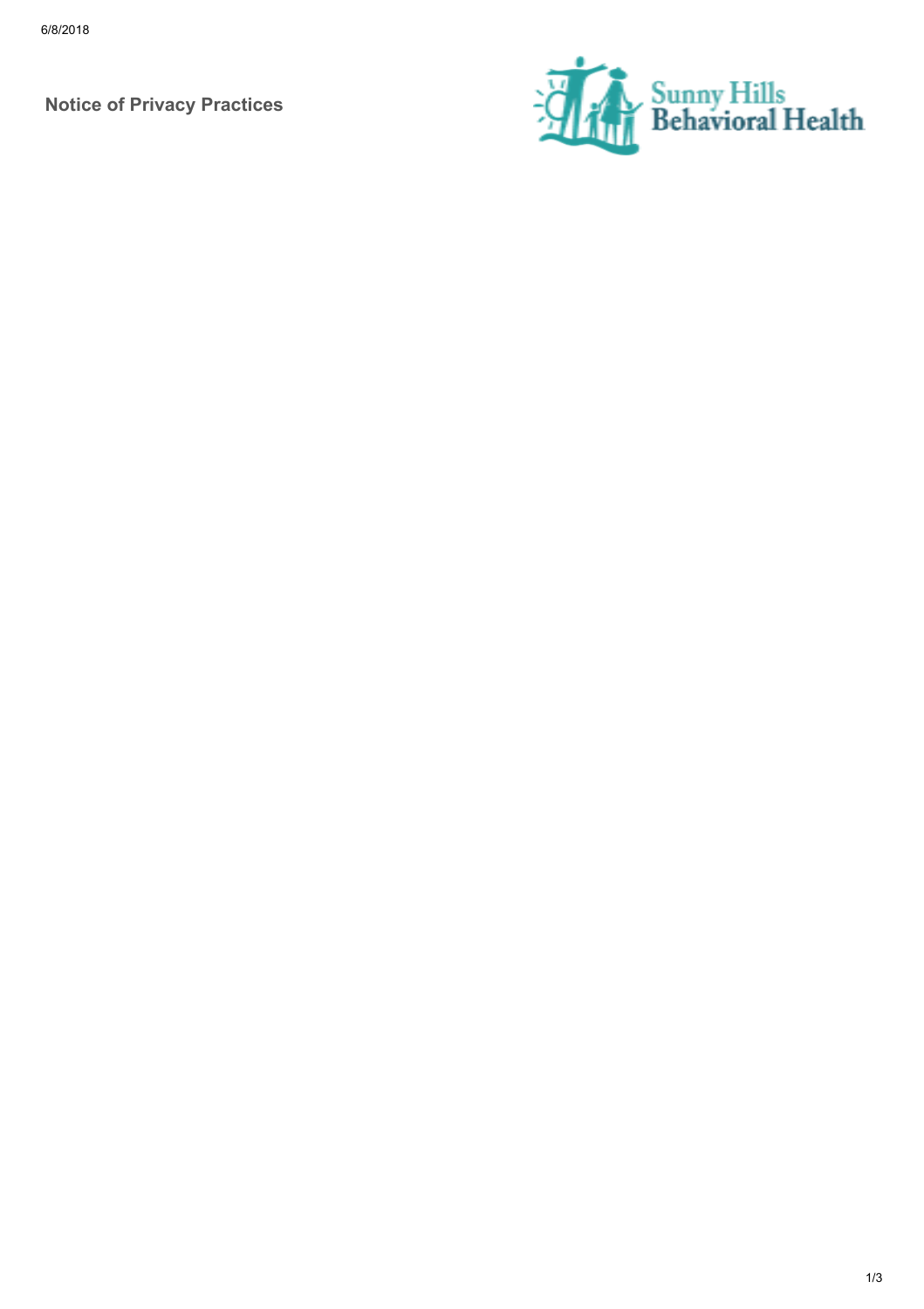# Notice of Privacy Practices

Sunny Hills Behavioral Health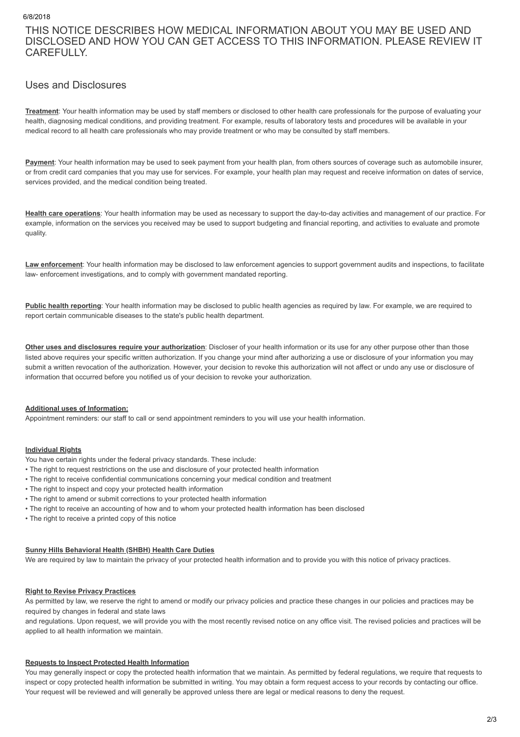THIS NOTICE DESCRIBES HOW MEDICAL INFORMATION ABOUT YOU MAY BE USED AND DISCLOSED AND HOW YOU CAN GET ACCESS TO THIS INFORMATION. PLEASE REVIEW IT CAREFULLY.

## Uses and Disclosures

**Treatment**: Your health information may be used by staff members or disclosed to other health care professionals for the purpose of evaluating your health, diagnosing medical conditions, and providing treatment. For example, results of laboratory tests and procedures will be available in your medical record to all health care professionals who may provide treatment or who may be consulted by staff members.

**Payment**: Your health information may be used to seek payment from your health plan, from others sources of coverage such as automobile insurer, or from credit card companies that you may use for services. For example, your health plan may request and receive information on dates of service, services provided, and the medical condition being treated.

**Health care operations**: Your health information may be used as necessary to support the day-to-day activities and management of our practice. For example, information on the services you received may be used to support budgeting and financial reporting, and activities to evaluate and promote quality.

**Law enforcement**: Your health information may be disclosed to law enforcement agencies to support government audits and inspections, to facilitate law- enforcement investigations, and to comply with government mandated reporting.

**Public health reporting**: Your health information may be disclosed to public health agencies as required by law. For example, we are required to report certain communicable diseases to the state's public health department.

**Other uses and disclosures require your authorization**: Discloser of your health information or its use for any other purpose other than those listed above requires your specific written authorization. If you change your mind after authorizing a use or disclosure of your information you may submit a written revocation of the authorization. However, your decision to revoke this authorization will not affect or undo any use or disclosure of information that occurred before you notified us of your decision to revoke your authorization.

**Additional uses of Information:**

Appointment reminders: our staff to call or send appointment reminders to you will use your health information.

**Individual Rights**

You have certain rights under the federal privacy standards. These include:

- The right to request restrictions on the use and disclosure of your protected health information
- The right to receive confidential communications concerning your medical condition and treatment
- The right to inspect and copy your protected health information
- The right to amend or submit corrections to your protected health information
- The right to receive an accounting of how and to whom your protected health information has been disclosed
- The right to receive a printed copy of this notice

**Sunny Hills Behavioral Health (SHBH) Health Care Duties**

We are required by law to maintain the privacy of your protected health information and to provide you with this notice of privacy practices.

**Right to Revise Privacy Practices**

As permitted by law, we reserve the right to amend or modify our privacy policies and practice these changes in our policies and practices may be required by changes in federal and state laws
and regulations. Upon request, we will provide you with the most recently revised notice on any office visit. The revised policies and practices will be applied to all health information we maintain.

**Requests to Inspect Protected Health Information**

You may generally inspect or copy the protected health information that we maintain. As permitted by federal regulations, we require that requests to inspect or copy protected health information be submitted in writing. You may obtain a form request access to your records by contacting our office. Your request will be reviewed and will generally be approved unless there are legal or medical reasons to deny the request.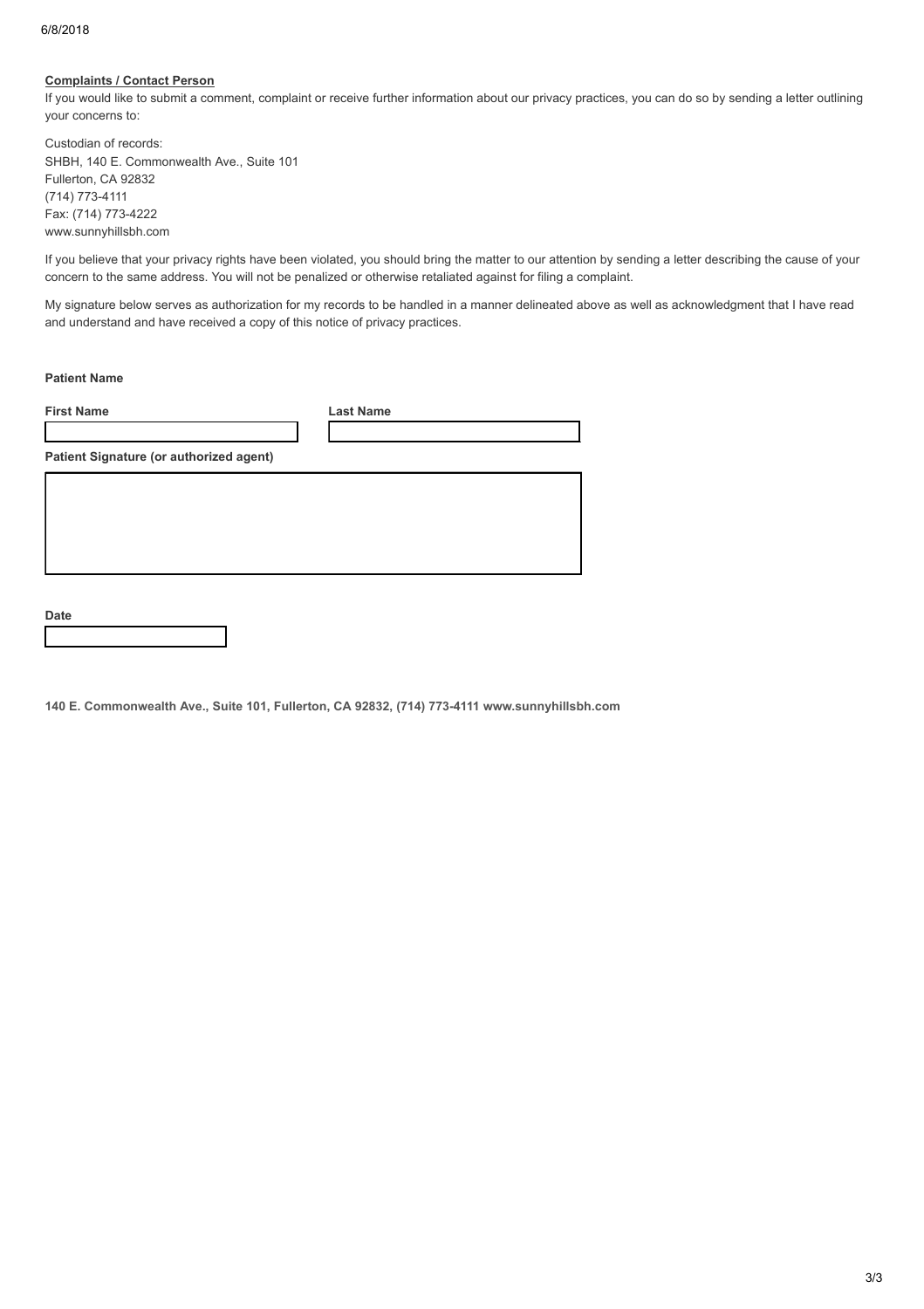**Complaints / Contact Person**

If you would like to submit a comment, complaint or receive further information about our privacy practices, you can do so by sending a letter outlining your concerns to:

Custodian of records:
SHBH, 140 E. Commonwealth Ave., Suite 101
Fullerton, CA 92832
(714) 773-4111
Fax: (714) 773-4222
www.sunnyhillsbh.com

If you believe that your privacy rights have been violated, you should bring the matter to our attention by sending a letter describing the cause of your concern to the same address. You will not be penalized or otherwise retaliated against for filing a complaint.

My signature below serves as authorization for my records to be handled in a manner delineated above as well as acknowledgment that I have read and understand and have received a copy of this notice of privacy practices.

**Patient Name**

**First Name** ____________________ **Last Name** ____________________

**Patient Signature (or authorized agent)**

________________________________________

**Date**

____________________

**140 E. Commonwealth Ave., Suite 101, Fullerton, CA 92832, (714) 773-4111 www.sunnyhillsbh.com**